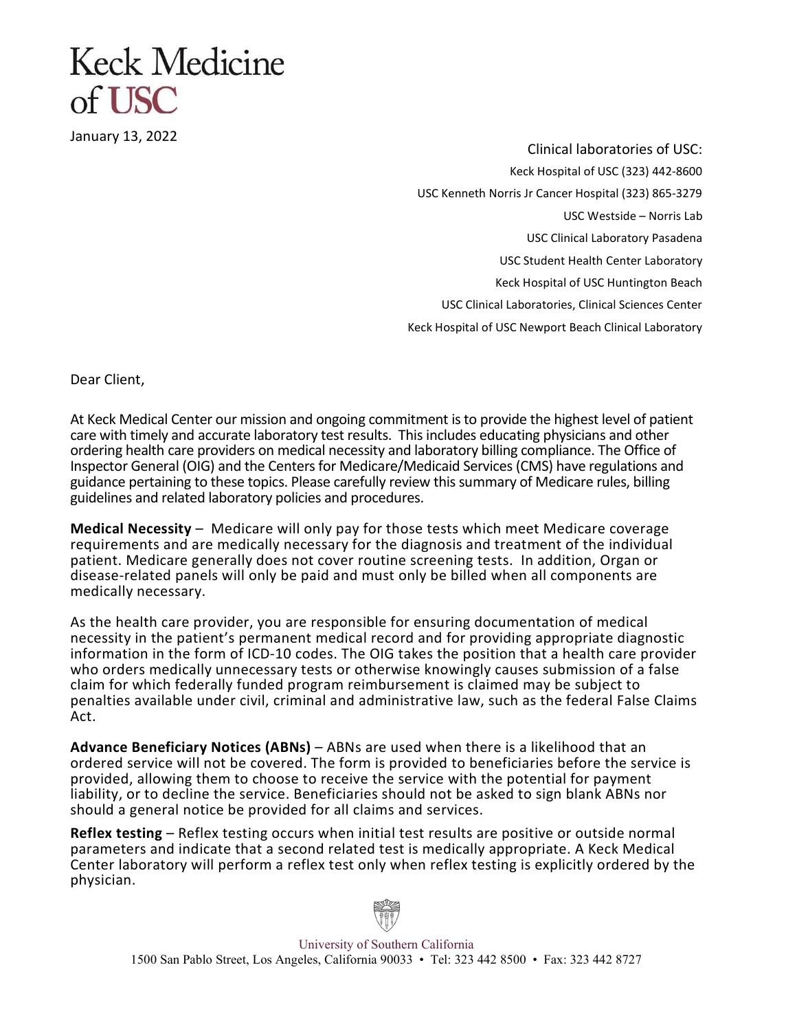# Keck Medicine of USC

January 13, 2022

Clinical laboratories of USC:
Keck Hospital of USC (323) 442-8600
USC Kenneth Norris Jr Cancer Hospital (323) 865-3279
USC Westside – Norris Lab
USC Clinical Laboratory Pasadena
USC Student Health Center Laboratory
Keck Hospital of USC Huntington Beach
USC Clinical Laboratories, Clinical Sciences Center
Keck Hospital of USC Newport Beach Clinical Laboratory

Dear Client,

At Keck Medical Center our mission and ongoing commitment is to provide the highest level of patient care with timely and accurate laboratory test results. This includes educating physicians and other ordering health care providers on medical necessity and laboratory billing compliance. The Office of Inspector General (OIG) and the Centers for Medicare/Medicaid Services (CMS) have regulations and guidance pertaining to these topics. Please carefully review this summary of Medicare rules, billing guidelines and related laboratory policies and procedures.

**Medical Necessity** – Medicare will only pay for those tests which meet Medicare coverage requirements and are medically necessary for the diagnosis and treatment of the individual patient. Medicare generally does not cover routine screening tests. In addition, Organ or disease-related panels will only be paid and must only be billed when all components are medically necessary.

As the health care provider, you are responsible for ensuring documentation of medical necessity in the patient's permanent medical record and for providing appropriate diagnostic information in the form of ICD-10 codes. The OIG takes the position that a health care provider who orders medically unnecessary tests or otherwise knowingly causes submission of a false claim for which federally funded program reimbursement is claimed may be subject to penalties available under civil, criminal and administrative law, such as the federal False Claims Act.

**Advance Beneficiary Notices (ABNs)** – ABNs are used when there is a likelihood that an ordered service will not be covered. The form is provided to beneficiaries before the service is provided, allowing them to choose to receive the service with the potential for payment liability, or to decline the service. Beneficiaries should not be asked to sign blank ABNs nor should a general notice be provided for all claims and services.

**Reflex testing** – Reflex testing occurs when initial test results are positive or outside normal parameters and indicate that a second related test is medically appropriate. A Keck Medical Center laboratory will perform a reflex test only when reflex testing is explicitly ordered by the physician.

University of Southern California
1500 San Pablo Street, Los Angeles, California 90033 • Tel: 323 442 8500 • Fax: 323 442 8727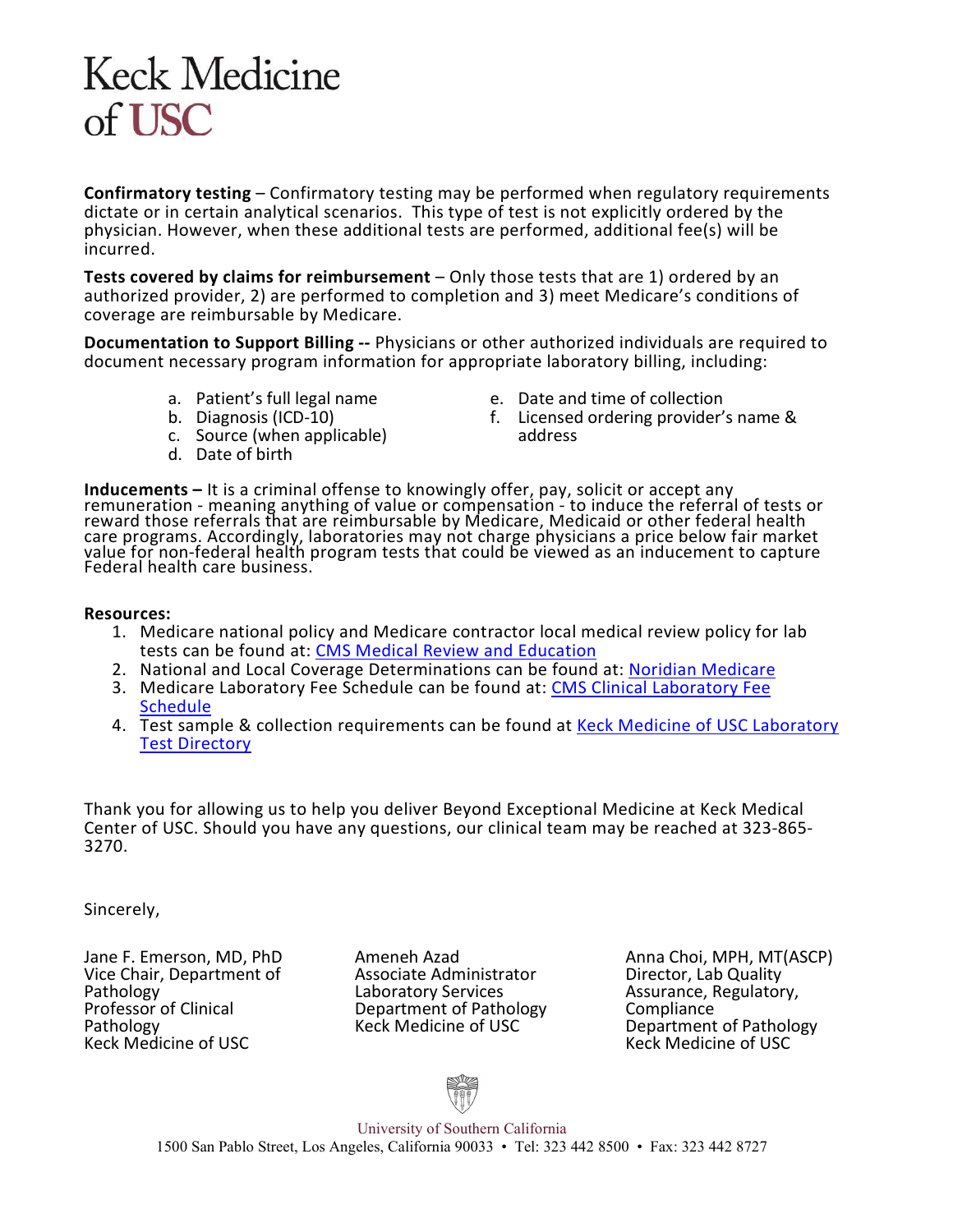# Keck Medicine of USC

**Confirmatory testing** – Confirmatory testing may be performed when regulatory requirements dictate or in certain analytical scenarios. This type of test is not explicitly ordered by the physician. However, when these additional tests are performed, additional fee(s) will be incurred.

**Tests covered by claims for reimbursement** – Only those tests that are 1) ordered by an authorized provider, 2) are performed to completion and 3) meet Medicare's conditions of coverage are reimbursable by Medicare.

**Documentation to Support Billing --** Physicians or other authorized individuals are required to document necessary program information for appropriate laboratory billing, including:

a. Patient's full legal name
b. Diagnosis (ICD-10)
c. Source (when applicable)
d. Date of birth
e. Date and time of collection
f. Licensed ordering provider's name & address

**Inducements –** It is a criminal offense to knowingly offer, pay, solicit or accept any remuneration - meaning anything of value or compensation - to induce the referral of tests or reward those referrals that are reimbursable by Medicare, Medicaid or other federal health care programs. Accordingly, laboratories may not charge physicians a price below fair market value for non-federal health program tests that could be viewed as an inducement to capture Federal health care business.

**Resources:**

1. Medicare national policy and Medicare contractor local medical review policy for lab tests can be found at: CMS Medical Review and Education
2. National and Local Coverage Determinations can be found at: Noridian Medicare
3. Medicare Laboratory Fee Schedule can be found at: CMS Clinical Laboratory Fee Schedule
4. Test sample & collection requirements can be found at Keck Medicine of USC Laboratory Test Directory

Thank you for allowing us to help you deliver Beyond Exceptional Medicine at Keck Medical Center of USC. Should you have any questions, our clinical team may be reached at 323-865-3270.

Sincerely,

Jane F. Emerson, MD, PhD
Vice Chair, Department of Pathology
Professor of Clinical Pathology
Keck Medicine of USC

Ameneh Azad
Associate Administrator
Laboratory Services
Department of Pathology
Keck Medicine of USC

Anna Choi, MPH, MT(ASCP)
Director, Lab Quality Assurance, Regulatory, Compliance
Department of Pathology
Keck Medicine of USC

University of Southern California
1500 San Pablo Street, Los Angeles, California 90033 • Tel: 323 442 8500 • Fax: 323 442 8727